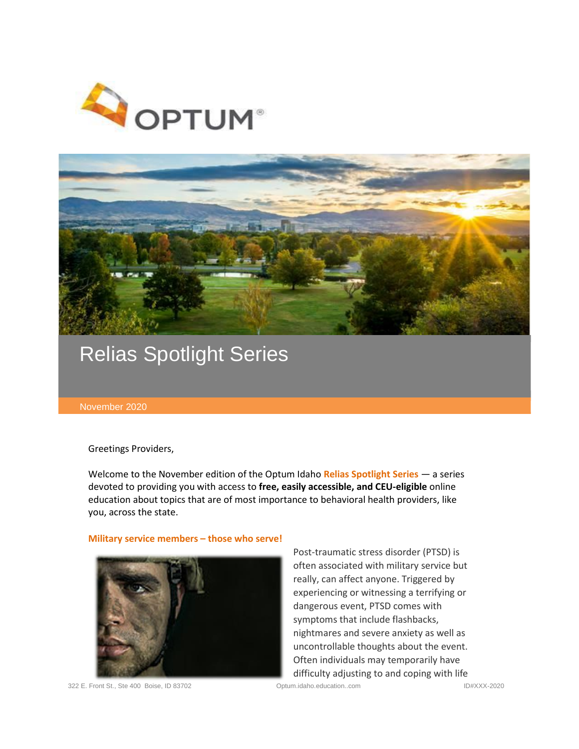OPTUM®

# Relias Spotlight Series

November 2020

Greetings Providers,

Welcome to the November edition of the Optum Idaho **Relias Spotlight Series** — a series devoted to providing you with access to **free, easily accessible, and CEU-eligible** online education about topics that are of most importance to behavioral health providers, like you, across the state.

### Military service members – those who serve!

Post-traumatic stress disorder (PTSD) is often associated with military service but really, can affect anyone. Triggered by experiencing or witnessing a terrifying or dangerous event, PTSD comes with symptoms that include flashbacks, nightmares and severe anxiety as well as uncontrollable thoughts about the event. Often individuals may temporarily have difficulty adjusting to and coping with life

322 E. Front St., Ste 400 Boise, ID 83702 Optum.idaho.education..com ID#XXX-2020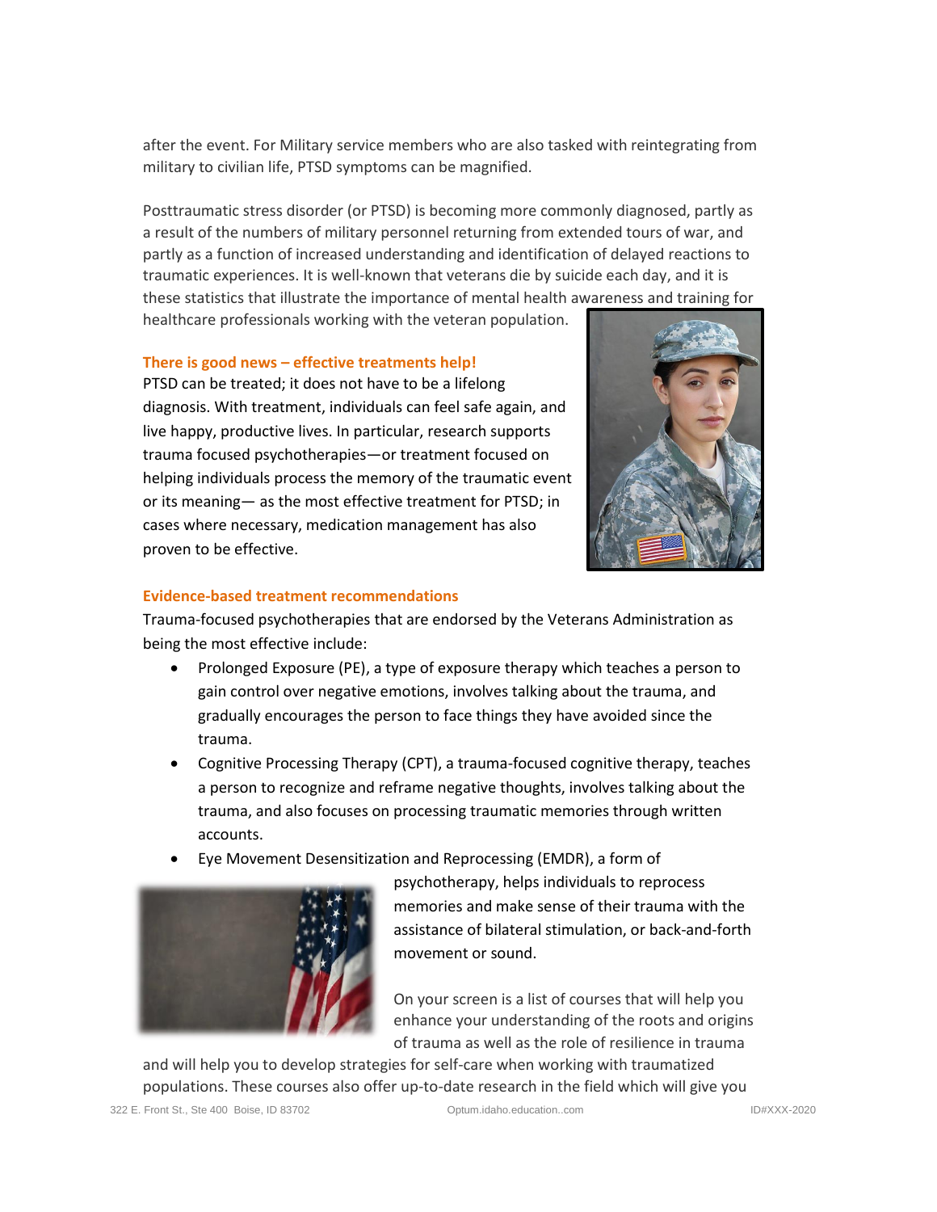after the event. For Military service members who are also tasked with reintegrating from military to civilian life, PTSD symptoms can be magnified.

Posttraumatic stress disorder (or PTSD) is becoming more commonly diagnosed, partly as a result of the numbers of military personnel returning from extended tours of war, and partly as a function of increased understanding and identification of delayed reactions to traumatic experiences. It is well-known that veterans die by suicide each day, and it is these statistics that illustrate the importance of mental health awareness and training for healthcare professionals working with the veteran population.

### There is good news – effective treatments help!

PTSD can be treated; it does not have to be a lifelong diagnosis. With treatment, individuals can feel safe again, and live happy, productive lives. In particular, research supports trauma focused psychotherapies—or treatment focused on helping individuals process the memory of the traumatic event or its meaning— as the most effective treatment for PTSD; in cases where necessary, medication management has also proven to be effective.

### Evidence-based treatment recommendations

Trauma-focused psychotherapies that are endorsed by the Veterans Administration as being the most effective include:

- Prolonged Exposure (PE), a type of exposure therapy which teaches a person to gain control over negative emotions, involves talking about the trauma, and gradually encourages the person to face things they have avoided since the trauma.
- Cognitive Processing Therapy (CPT), a trauma-focused cognitive therapy, teaches a person to recognize and reframe negative thoughts, involves talking about the trauma, and also focuses on processing traumatic memories through written accounts.
- Eye Movement Desensitization and Reprocessing (EMDR), a form of psychotherapy, helps individuals to reprocess memories and make sense of their trauma with the assistance of bilateral stimulation, or back-and-forth movement or sound.

On your screen is a list of courses that will help you enhance your understanding of the roots and origins of trauma as well as the role of resilience in trauma and will help you to develop strategies for self-care when working with traumatized populations. These courses also offer up-to-date research in the field which will give you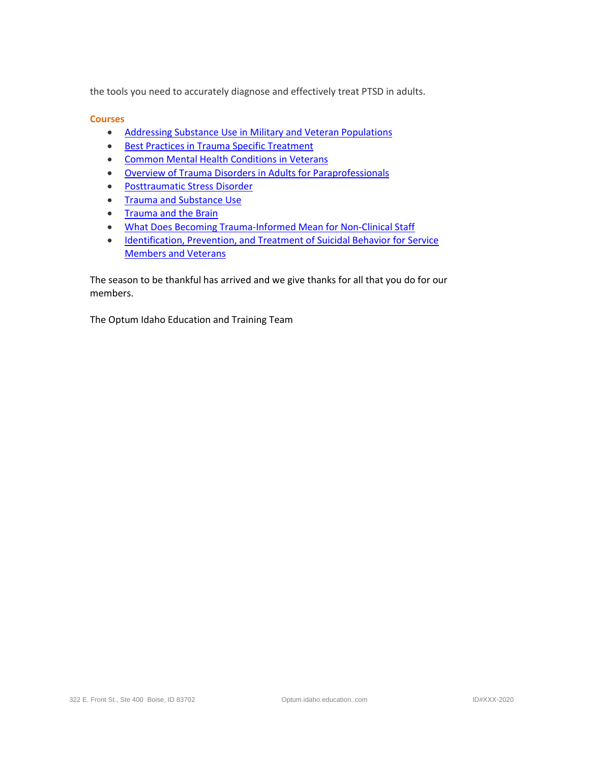the tools you need to accurately diagnose and effectively treat PTSD in adults.

**Courses**

- Addressing Substance Use in Military and Veteran Populations
- Best Practices in Trauma Specific Treatment
- Common Mental Health Conditions in Veterans
- Overview of Trauma Disorders in Adults for Paraprofessionals
- Posttraumatic Stress Disorder
- Trauma and Substance Use
- Trauma and the Brain
- What Does Becoming Trauma-Informed Mean for Non-Clinical Staff
- Identification, Prevention, and Treatment of Suicidal Behavior for Service Members and Veterans

The season to be thankful has arrived and we give thanks for all that you do for our members.

The Optum Idaho Education and Training Team